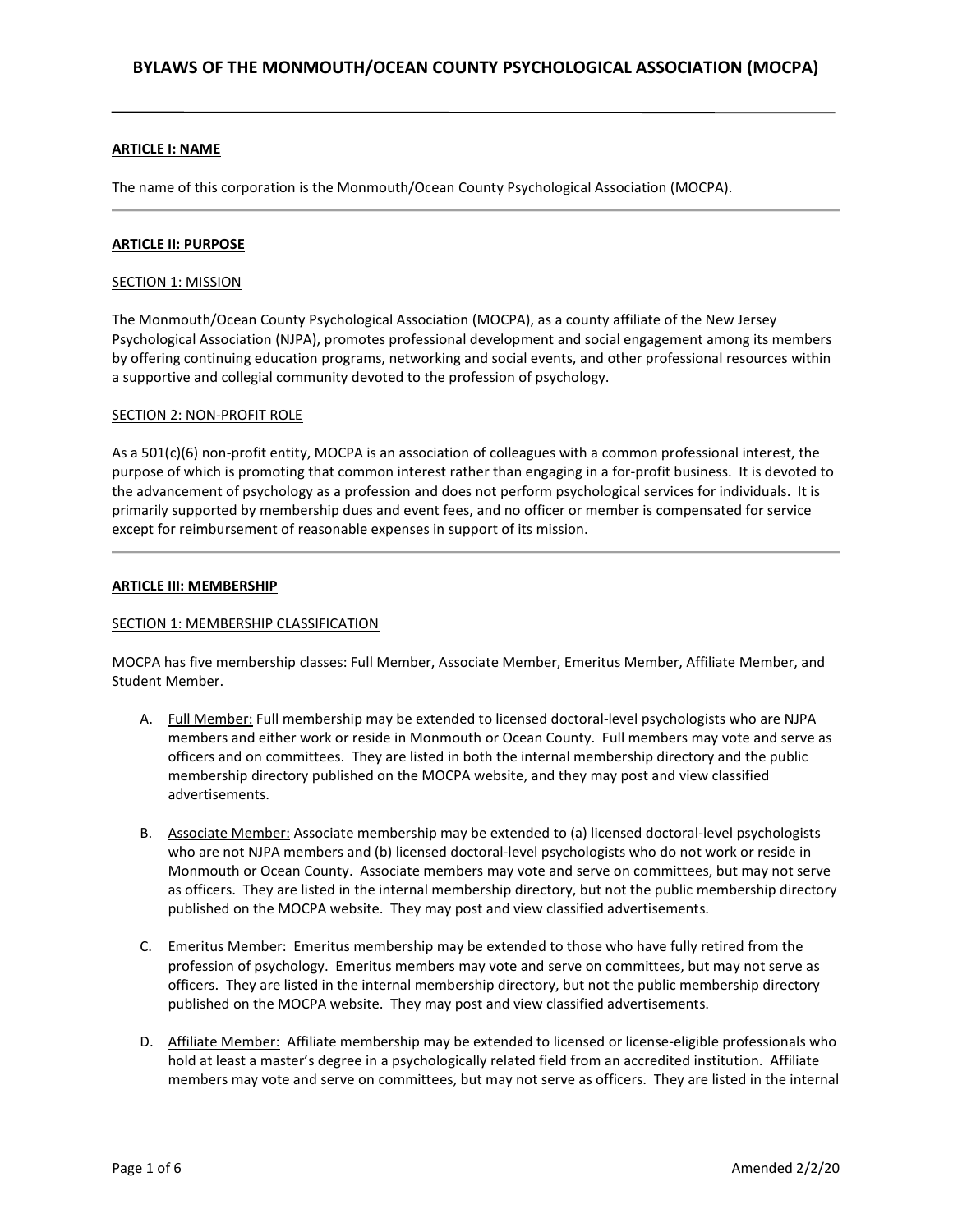# BYLAWS OF THE MONMOUTH/OCEAN COUNTY PSYCHOLOGICAL ASSOCIATION (MOCPA)

## ARTICLE I: NAME

The name of this corporation is the Monmouth/Ocean County Psychological Association (MOCPA).

---

## ARTICLE II: PURPOSE

### SECTION 1: MISSION

The Monmouth/Ocean County Psychological Association (MOCPA), as a county affiliate of the New Jersey Psychological Association (NJPA), promotes professional development and social engagement among its members by offering continuing education programs, networking and social events, and other professional resources within a supportive and collegial community devoted to the profession of psychology.

### SECTION 2: NON-PROFIT ROLE

As a 501(c)(6) non-profit entity, MOCPA is an association of colleagues with a common professional interest, the purpose of which is promoting that common interest rather than engaging in a for-profit business. It is devoted to the advancement of psychology as a profession and does not perform psychological services for individuals. It is primarily supported by membership dues and event fees, and no officer or member is compensated for service except for reimbursement of reasonable expenses in support of its mission.

---

## ARTICLE III: MEMBERSHIP

### SECTION 1: MEMBERSHIP CLASSIFICATION

MOCPA has five membership classes: Full Member, Associate Member, Emeritus Member, Affiliate Member, and Student Member.

A. Full Member: Full membership may be extended to licensed doctoral-level psychologists who are NJPA members and either work or reside in Monmouth or Ocean County. Full members may vote and serve as officers and on committees. They are listed in both the internal membership directory and the public membership directory published on the MOCPA website, and they may post and view classified advertisements.

B. Associate Member: Associate membership may be extended to (a) licensed doctoral-level psychologists who are not NJPA members and (b) licensed doctoral-level psychologists who do not work or reside in Monmouth or Ocean County. Associate members may vote and serve on committees, but may not serve as officers. They are listed in the internal membership directory, but not the public membership directory published on the MOCPA website. They may post and view classified advertisements.

C. Emeritus Member: Emeritus membership may be extended to those who have fully retired from the profession of psychology. Emeritus members may vote and serve on committees, but may not serve as officers. They are listed in the internal membership directory, but not the public membership directory published on the MOCPA website. They may post and view classified advertisements.

D. Affiliate Member: Affiliate membership may be extended to licensed or license-eligible professionals who hold at least a master's degree in a psychologically related field from an accredited institution. Affiliate members may vote and serve on committees, but may not serve as officers. They are listed in the internal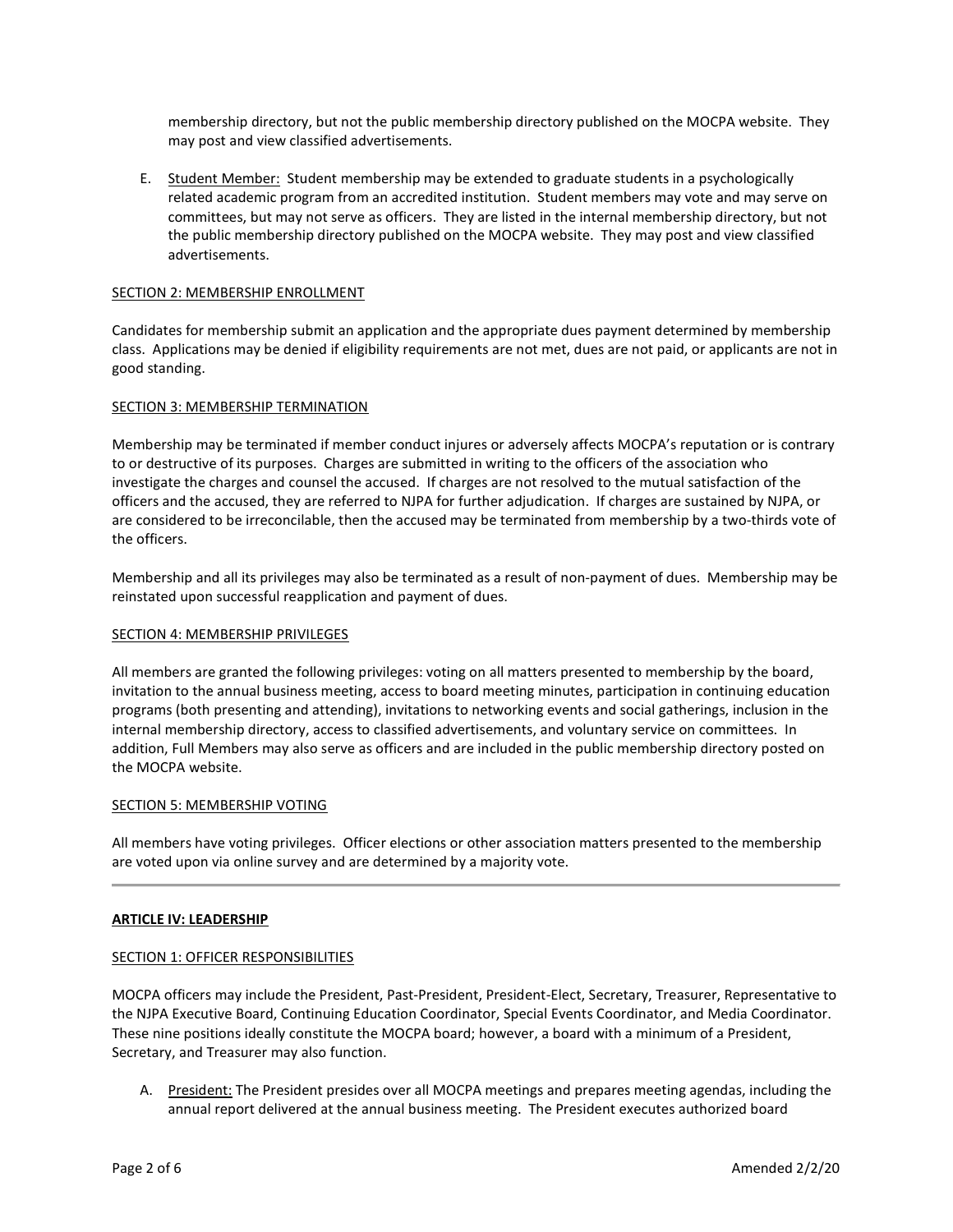membership directory, but not the public membership directory published on the MOCPA website. They may post and view classified advertisements.

E. Student Member: Student membership may be extended to graduate students in a psychologically related academic program from an accredited institution. Student members may vote and may serve on committees, but may not serve as officers. They are listed in the internal membership directory, but not the public membership directory published on the MOCPA website. They may post and view classified advertisements.

### SECTION 2: MEMBERSHIP ENROLLMENT

Candidates for membership submit an application and the appropriate dues payment determined by membership class. Applications may be denied if eligibility requirements are not met, dues are not paid, or applicants are not in good standing.

### SECTION 3: MEMBERSHIP TERMINATION

Membership may be terminated if member conduct injures or adversely affects MOCPA's reputation or is contrary to or destructive of its purposes. Charges are submitted in writing to the officers of the association who investigate the charges and counsel the accused. If charges are not resolved to the mutual satisfaction of the officers and the accused, they are referred to NJPA for further adjudication. If charges are sustained by NJPA, or are considered to be irreconcilable, then the accused may be terminated from membership by a two-thirds vote of the officers.

Membership and all its privileges may also be terminated as a result of non-payment of dues. Membership may be reinstated upon successful reapplication and payment of dues.

### SECTION 4: MEMBERSHIP PRIVILEGES

All members are granted the following privileges: voting on all matters presented to membership by the board, invitation to the annual business meeting, access to board meeting minutes, participation in continuing education programs (both presenting and attending), invitations to networking events and social gatherings, inclusion in the internal membership directory, access to classified advertisements, and voluntary service on committees. In addition, Full Members may also serve as officers and are included in the public membership directory posted on the MOCPA website.

### SECTION 5: MEMBERSHIP VOTING

All members have voting privileges. Officer elections or other association matters presented to the membership are voted upon via online survey and are determined by a majority vote.

---

## ARTICLE IV: LEADERSHIP

### SECTION 1: OFFICER RESPONSIBILITIES

MOCPA officers may include the President, Past-President, President-Elect, Secretary, Treasurer, Representative to the NJPA Executive Board, Continuing Education Coordinator, Special Events Coordinator, and Media Coordinator. These nine positions ideally constitute the MOCPA board; however, a board with a minimum of a President, Secretary, and Treasurer may also function.

A. President: The President presides over all MOCPA meetings and prepares meeting agendas, including the annual report delivered at the annual business meeting. The President executes authorized board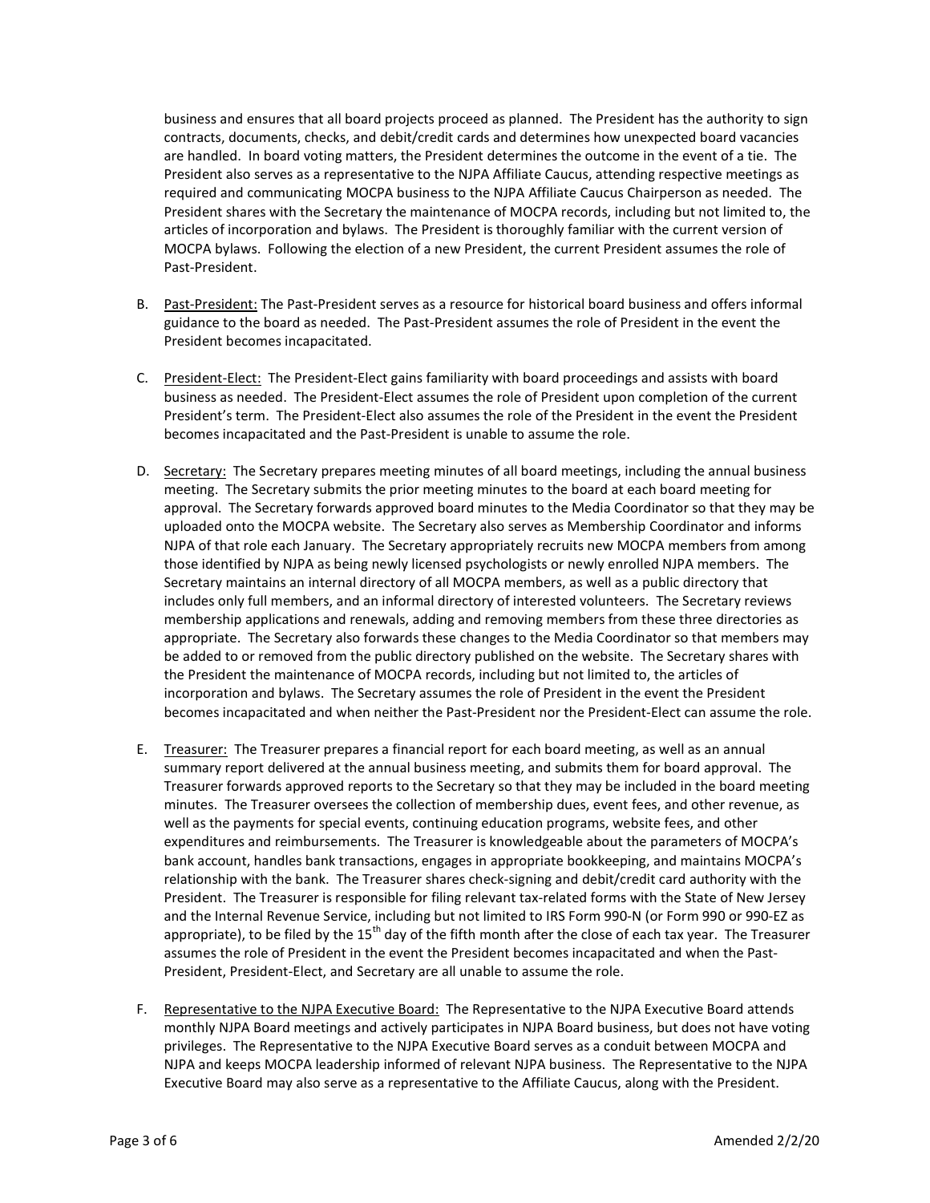business and ensures that all board projects proceed as planned. The President has the authority to sign contracts, documents, checks, and debit/credit cards and determines how unexpected board vacancies are handled. In board voting matters, the President determines the outcome in the event of a tie. The President also serves as a representative to the NJPA Affiliate Caucus, attending respective meetings as required and communicating MOCPA business to the NJPA Affiliate Caucus Chairperson as needed. The President shares with the Secretary the maintenance of MOCPA records, including but not limited to, the articles of incorporation and bylaws. The President is thoroughly familiar with the current version of MOCPA bylaws. Following the election of a new President, the current President assumes the role of Past-President.

B. <u>Past-President:</u> The Past-President serves as a resource for historical board business and offers informal guidance to the board as needed. The Past-President assumes the role of President in the event the President becomes incapacitated.

C. <u>President-Elect:</u> The President-Elect gains familiarity with board proceedings and assists with board business as needed. The President-Elect assumes the role of President upon completion of the current President's term. The President-Elect also assumes the role of the President in the event the President becomes incapacitated and the Past-President is unable to assume the role.

D. <u>Secretary:</u> The Secretary prepares meeting minutes of all board meetings, including the annual business meeting. The Secretary submits the prior meeting minutes to the board at each board meeting for approval. The Secretary forwards approved board minutes to the Media Coordinator so that they may be uploaded onto the MOCPA website. The Secretary also serves as Membership Coordinator and informs NJPA of that role each January. The Secretary appropriately recruits new MOCPA members from among those identified by NJPA as being newly licensed psychologists or newly enrolled NJPA members. The Secretary maintains an internal directory of all MOCPA members, as well as a public directory that includes only full members, and an informal directory of interested volunteers. The Secretary reviews membership applications and renewals, adding and removing members from these three directories as appropriate. The Secretary also forwards these changes to the Media Coordinator so that members may be added to or removed from the public directory published on the website. The Secretary shares with the President the maintenance of MOCPA records, including but not limited to, the articles of incorporation and bylaws. The Secretary assumes the role of President in the event the President becomes incapacitated and when neither the Past-President nor the President-Elect can assume the role.

E. <u>Treasurer:</u> The Treasurer prepares a financial report for each board meeting, as well as an annual summary report delivered at the annual business meeting, and submits them for board approval. The Treasurer forwards approved reports to the Secretary so that they may be included in the board meeting minutes. The Treasurer oversees the collection of membership dues, event fees, and other revenue, as well as the payments for special events, continuing education programs, website fees, and other expenditures and reimbursements. The Treasurer is knowledgeable about the parameters of MOCPA's bank account, handles bank transactions, engages in appropriate bookkeeping, and maintains MOCPA's relationship with the bank. The Treasurer shares check-signing and debit/credit card authority with the President. The Treasurer is responsible for filing relevant tax-related forms with the State of New Jersey and the Internal Revenue Service, including but not limited to IRS Form 990-N (or Form 990 or 990-EZ as appropriate), to be filed by the 15th day of the fifth month after the close of each tax year. The Treasurer assumes the role of President in the event the President becomes incapacitated and when the Past-President, President-Elect, and Secretary are all unable to assume the role.

F. <u>Representative to the NJPA Executive Board:</u> The Representative to the NJPA Executive Board attends monthly NJPA Board meetings and actively participates in NJPA Board business, but does not have voting privileges. The Representative to the NJPA Executive Board serves as a conduit between MOCPA and NJPA and keeps MOCPA leadership informed of relevant NJPA business. The Representative to the NJPA Executive Board may also serve as a representative to the Affiliate Caucus, along with the President.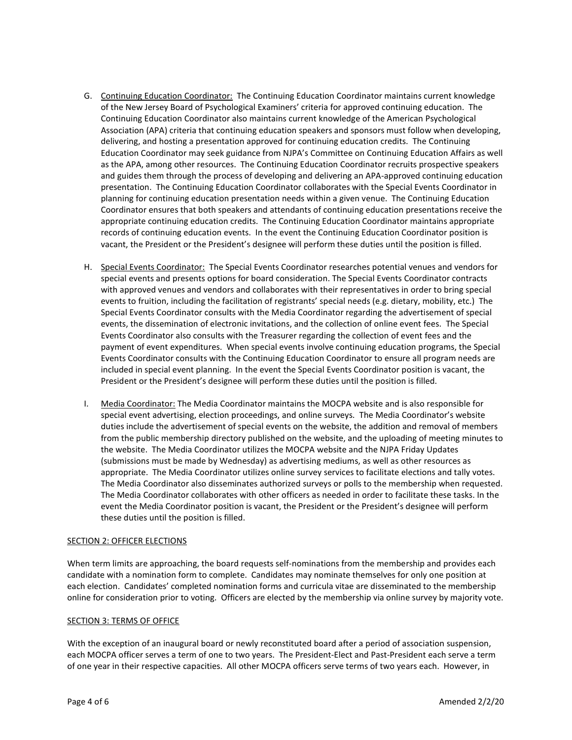G. <u>Continuing Education Coordinator:</u> The Continuing Education Coordinator maintains current knowledge of the New Jersey Board of Psychological Examiners' criteria for approved continuing education. The Continuing Education Coordinator also maintains current knowledge of the American Psychological Association (APA) criteria that continuing education speakers and sponsors must follow when developing, delivering, and hosting a presentation approved for continuing education credits. The Continuing Education Coordinator may seek guidance from NJPA's Committee on Continuing Education Affairs as well as the APA, among other resources. The Continuing Education Coordinator recruits prospective speakers and guides them through the process of developing and delivering an APA-approved continuing education presentation. The Continuing Education Coordinator collaborates with the Special Events Coordinator in planning for continuing education presentation needs within a given venue. The Continuing Education Coordinator ensures that both speakers and attendants of continuing education presentations receive the appropriate continuing education credits. The Continuing Education Coordinator maintains appropriate records of continuing education events. In the event the Continuing Education Coordinator position is vacant, the President or the President's designee will perform these duties until the position is filled.

H. <u>Special Events Coordinator:</u> The Special Events Coordinator researches potential venues and vendors for special events and presents options for board consideration. The Special Events Coordinator contracts with approved venues and vendors and collaborates with their representatives in order to bring special events to fruition, including the facilitation of registrants' special needs (e.g. dietary, mobility, etc.) The Special Events Coordinator consults with the Media Coordinator regarding the advertisement of special events, the dissemination of electronic invitations, and the collection of online event fees. The Special Events Coordinator also consults with the Treasurer regarding the collection of event fees and the payment of event expenditures. When special events involve continuing education programs, the Special Events Coordinator consults with the Continuing Education Coordinator to ensure all program needs are included in special event planning. In the event the Special Events Coordinator position is vacant, the President or the President's designee will perform these duties until the position is filled.

I. <u>Media Coordinator:</u> The Media Coordinator maintains the MOCPA website and is also responsible for special event advertising, election proceedings, and online surveys. The Media Coordinator's website duties include the advertisement of special events on the website, the addition and removal of members from the public membership directory published on the website, and the uploading of meeting minutes to the website. The Media Coordinator utilizes the MOCPA website and the NJPA Friday Updates (submissions must be made by Wednesday) as advertising mediums, as well as other resources as appropriate. The Media Coordinator utilizes online survey services to facilitate elections and tally votes. The Media Coordinator also disseminates authorized surveys or polls to the membership when requested. The Media Coordinator collaborates with other officers as needed in order to facilitate these tasks. In the event the Media Coordinator position is vacant, the President or the President's designee will perform these duties until the position is filled.

<u>SECTION 2: OFFICER ELECTIONS</u>

When term limits are approaching, the board requests self-nominations from the membership and provides each candidate with a nomination form to complete. Candidates may nominate themselves for only one position at each election. Candidates' completed nomination forms and curricula vitae are disseminated to the membership online for consideration prior to voting. Officers are elected by the membership via online survey by majority vote.

<u>SECTION 3: TERMS OF OFFICE</u>

With the exception of an inaugural board or newly reconstituted board after a period of association suspension, each MOCPA officer serves a term of one to two years. The President-Elect and Past-President each serve a term of one year in their respective capacities. All other MOCPA officers serve terms of two years each. However, in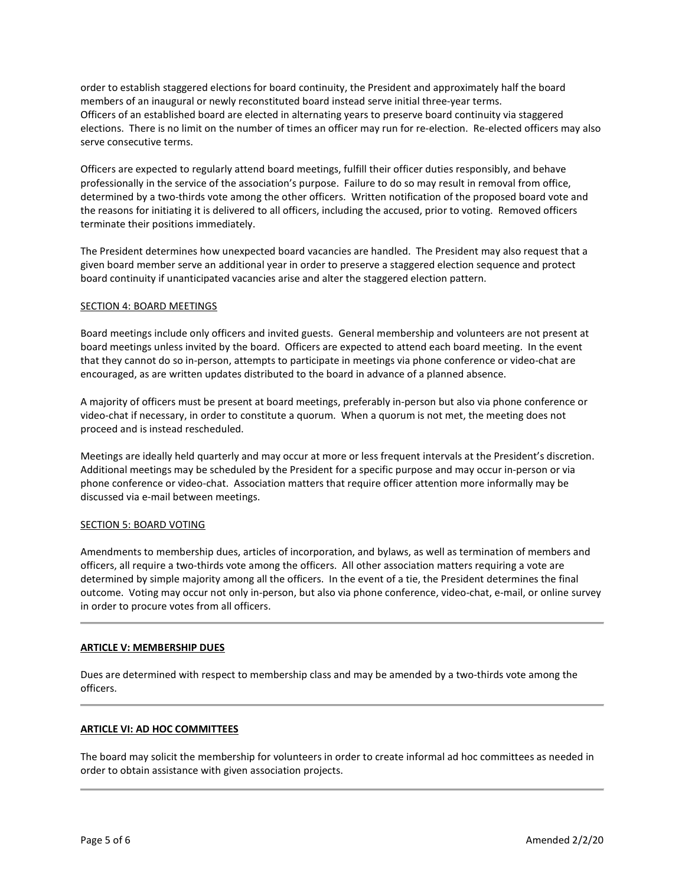order to establish staggered elections for board continuity, the President and approximately half the board members of an inaugural or newly reconstituted board instead serve initial three-year terms.
Officers of an established board are elected in alternating years to preserve board continuity via staggered elections. There is no limit on the number of times an officer may run for re-election. Re-elected officers may also serve consecutive terms.

Officers are expected to regularly attend board meetings, fulfill their officer duties responsibly, and behave professionally in the service of the association's purpose. Failure to do so may result in removal from office, determined by a two-thirds vote among the other officers. Written notification of the proposed board vote and the reasons for initiating it is delivered to all officers, including the accused, prior to voting. Removed officers terminate their positions immediately.

The President determines how unexpected board vacancies are handled. The President may also request that a given board member serve an additional year in order to preserve a staggered election sequence and protect board continuity if unanticipated vacancies arise and alter the staggered election pattern.

### SECTION 4: BOARD MEETINGS

Board meetings include only officers and invited guests. General membership and volunteers are not present at board meetings unless invited by the board. Officers are expected to attend each board meeting. In the event that they cannot do so in-person, attempts to participate in meetings via phone conference or video-chat are encouraged, as are written updates distributed to the board in advance of a planned absence.

A majority of officers must be present at board meetings, preferably in-person but also via phone conference or video-chat if necessary, in order to constitute a quorum. When a quorum is not met, the meeting does not proceed and is instead rescheduled.

Meetings are ideally held quarterly and may occur at more or less frequent intervals at the President's discretion. Additional meetings may be scheduled by the President for a specific purpose and may occur in-person or via phone conference or video-chat. Association matters that require officer attention more informally may be discussed via e-mail between meetings.

### SECTION 5: BOARD VOTING

Amendments to membership dues, articles of incorporation, and bylaws, as well as termination of members and officers, all require a two-thirds vote among the officers. All other association matters requiring a vote are determined by simple majority among all the officers. In the event of a tie, the President determines the final outcome. Voting may occur not only in-person, but also via phone conference, video-chat, e-mail, or online survey in order to procure votes from all officers.

---

## ARTICLE V: MEMBERSHIP DUES

Dues are determined with respect to membership class and may be amended by a two-thirds vote among the officers.

---

## ARTICLE VI: AD HOC COMMITTEES

The board may solicit the membership for volunteers in order to create informal ad hoc committees as needed in order to obtain assistance with given association projects.

---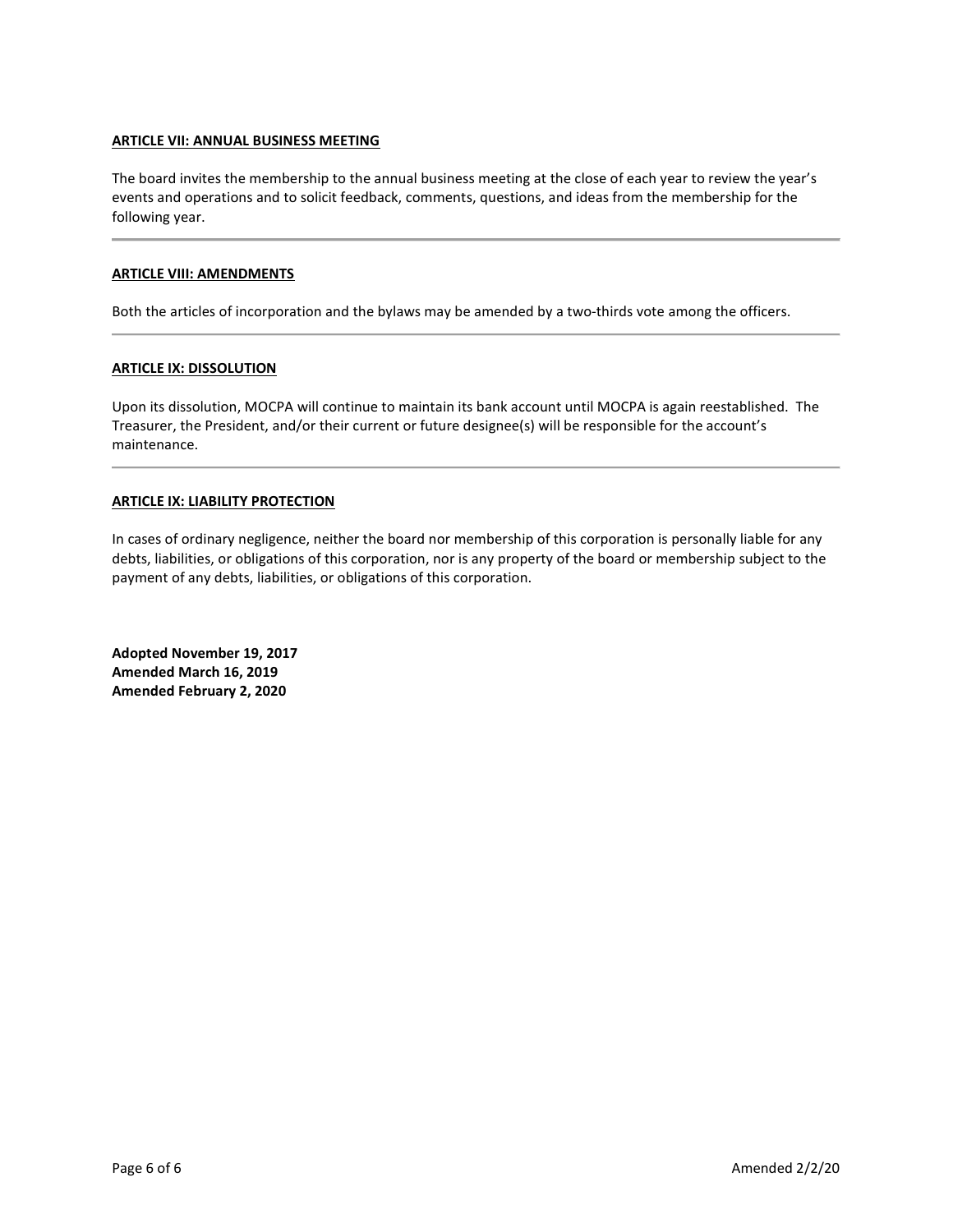**ARTICLE VII: ANNUAL BUSINESS MEETING**

The board invites the membership to the annual business meeting at the close of each year to review the year's events and operations and to solicit feedback, comments, questions, and ideas from the membership for the following year.

---

**ARTICLE VIII: AMENDMENTS**

Both the articles of incorporation and the bylaws may be amended by a two-thirds vote among the officers.

---

**ARTICLE IX: DISSOLUTION**

Upon its dissolution, MOCPA will continue to maintain its bank account until MOCPA is again reestablished. The Treasurer, the President, and/or their current or future designee(s) will be responsible for the account's maintenance.

---

**ARTICLE IX: LIABILITY PROTECTION**

In cases of ordinary negligence, neither the board nor membership of this corporation is personally liable for any debts, liabilities, or obligations of this corporation, nor is any property of the board or membership subject to the payment of any debts, liabilities, or obligations of this corporation.

**Adopted November 19, 2017**
**Amended March 16, 2019**
**Amended February 2, 2020**